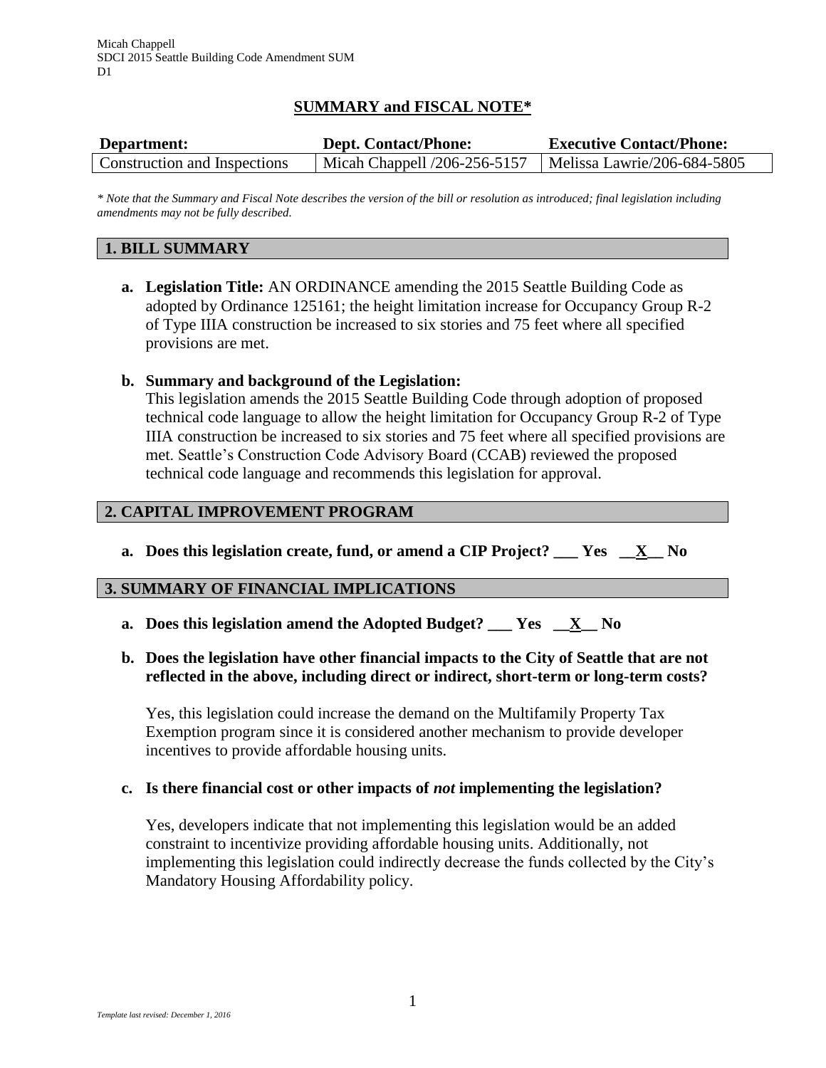Micah Chappell
SDCI 2015 Seattle Building Code Amendment SUM
D1

# SUMMARY and FISCAL NOTE*

| Department: | Dept. Contact/Phone: | Executive Contact/Phone: |
|---|---|---|
| Construction and Inspections | Micah Chappell /206-256-5157 | Melissa Lawrie/206-684-5805 |

*\* Note that the Summary and Fiscal Note describes the version of the bill or resolution as introduced; final legislation including amendments may not be fully described.*

## 1. BILL SUMMARY

**a. Legislation Title:** AN ORDINANCE amending the 2015 Seattle Building Code as adopted by Ordinance 125161; the height limitation increase for Occupancy Group R-2 of Type IIIA construction be increased to six stories and 75 feet where all specified provisions are met.

**b. Summary and background of the Legislation:**
This legislation amends the 2015 Seattle Building Code through adoption of proposed technical code language to allow the height limitation for Occupancy Group R-2 of Type IIIA construction be increased to six stories and 75 feet where all specified provisions are met. Seattle's Construction Code Advisory Board (CCAB) reviewed the proposed technical code language and recommends this legislation for approval.

## 2. CAPITAL IMPROVEMENT PROGRAM

**a. Does this legislation create, fund, or amend a CIP Project? ___ Yes __X__ No**

## 3. SUMMARY OF FINANCIAL IMPLICATIONS

**a. Does this legislation amend the Adopted Budget? ___ Yes __X__ No**

**b. Does the legislation have other financial impacts to the City of Seattle that are not reflected in the above, including direct or indirect, short-term or long-term costs?**

Yes, this legislation could increase the demand on the Multifamily Property Tax Exemption program since it is considered another mechanism to provide developer incentives to provide affordable housing units.

**c. Is there financial cost or other impacts of *not* implementing the legislation?**

Yes, developers indicate that not implementing this legislation would be an added constraint to incentivize providing affordable housing units. Additionally, not implementing this legislation could indirectly decrease the funds collected by the City's Mandatory Housing Affordability policy.

*Template last revised: December 1, 2016*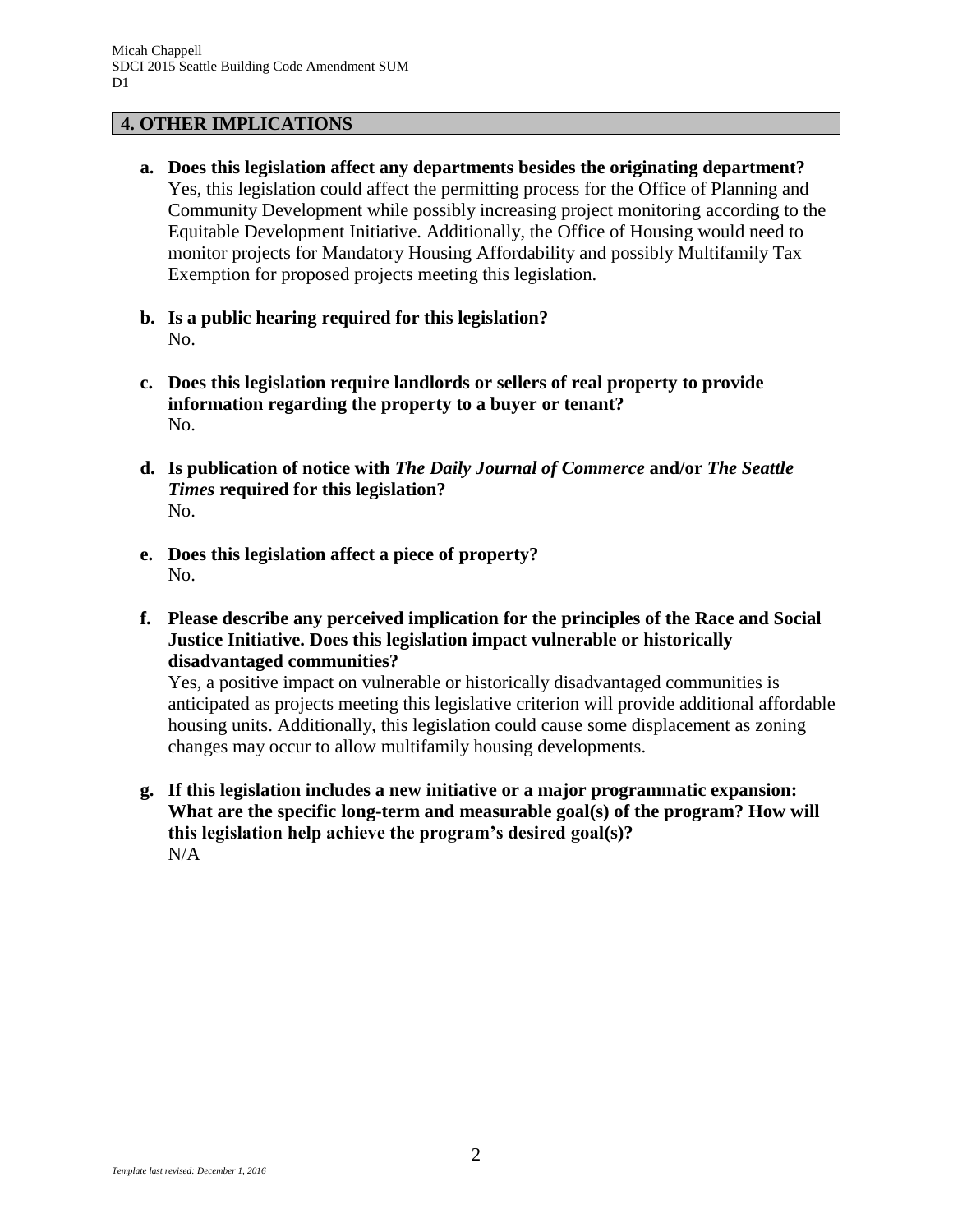## 4. OTHER IMPLICATIONS

**a. Does this legislation affect any departments besides the originating department?**
Yes, this legislation could affect the permitting process for the Office of Planning and Community Development while possibly increasing project monitoring according to the Equitable Development Initiative. Additionally, the Office of Housing would need to monitor projects for Mandatory Housing Affordability and possibly Multifamily Tax Exemption for proposed projects meeting this legislation.

**b. Is a public hearing required for this legislation?**
No.

**c. Does this legislation require landlords or sellers of real property to provide information regarding the property to a buyer or tenant?**
No.

**d. Is publication of notice with *The Daily Journal of Commerce* and/or *The Seattle Times* required for this legislation?**
No.

**e. Does this legislation affect a piece of property?**
No.

**f. Please describe any perceived implication for the principles of the Race and Social Justice Initiative. Does this legislation impact vulnerable or historically disadvantaged communities?**
Yes, a positive impact on vulnerable or historically disadvantaged communities is anticipated as projects meeting this legislative criterion will provide additional affordable housing units. Additionally, this legislation could cause some displacement as zoning changes may occur to allow multifamily housing developments.

**g. If this legislation includes a new initiative or a major programmatic expansion: What are the specific long-term and measurable goal(s) of the program? How will this legislation help achieve the program's desired goal(s)?**
N/A